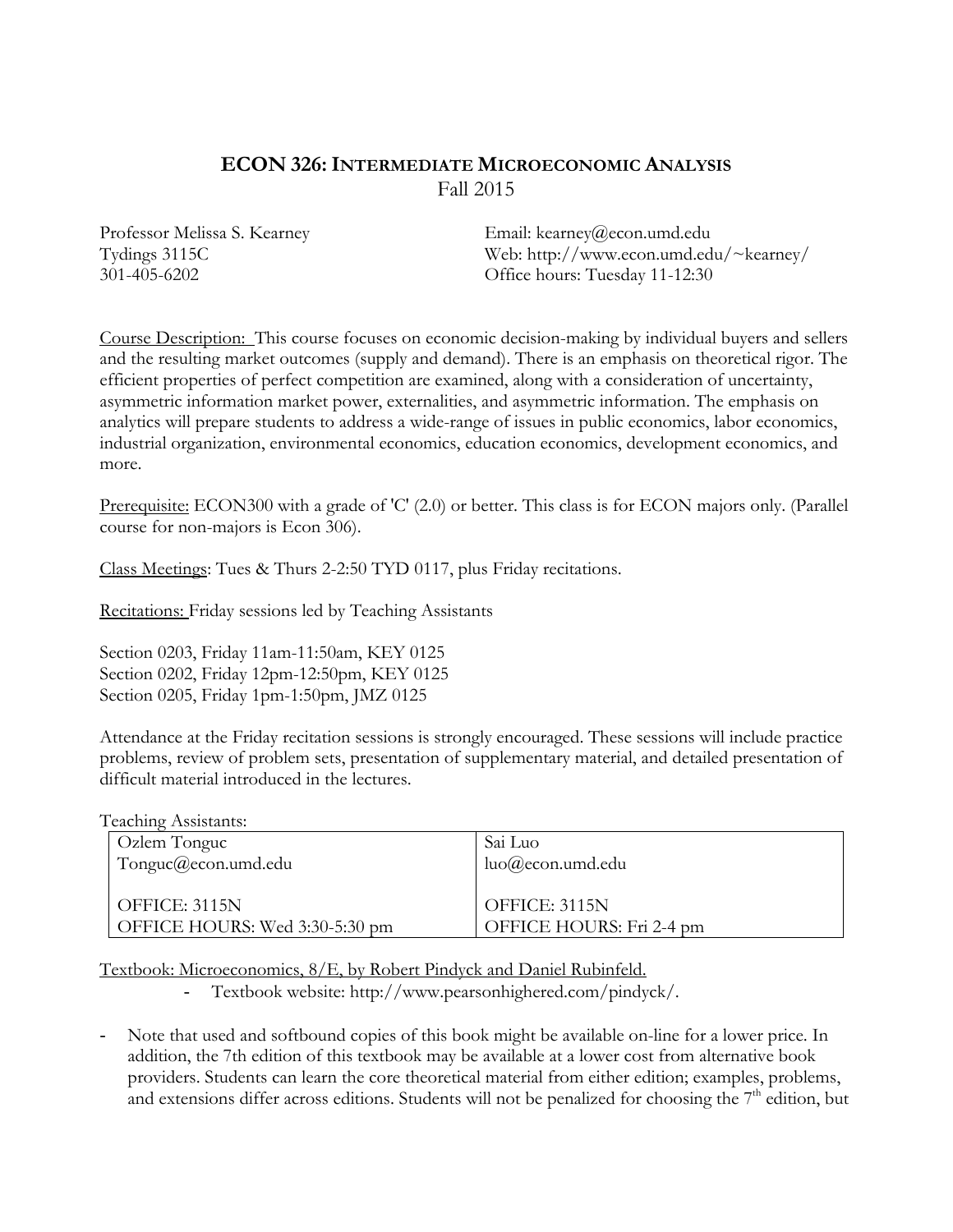# ECON 326: INTERMEDIATE MICROECONOMIC ANALYSIS

Fall 2015

Professor Melissa S. Kearney
Tydings 3115C
301-405-6202

Email: kearney@econ.umd.edu
Web: http://www.econ.umd.edu/~kearney/
Office hours: Tuesday 11-12:30

Course Description: This course focuses on economic decision-making by individual buyers and sellers and the resulting market outcomes (supply and demand). There is an emphasis on theoretical rigor. The efficient properties of perfect competition are examined, along with a consideration of uncertainty, asymmetric information market power, externalities, and asymmetric information. The emphasis on analytics will prepare students to address a wide-range of issues in public economics, labor economics, industrial organization, environmental economics, education economics, development economics, and more.

Prerequisite: ECON300 with a grade of 'C' (2.0) or better. This class is for ECON majors only. (Parallel course for non-majors is Econ 306).

Class Meetings: Tues & Thurs 2-2:50 TYD 0117, plus Friday recitations.

Recitations: Friday sessions led by Teaching Assistants

Section 0203, Friday 11am-11:50am, KEY 0125
Section 0202, Friday 12pm-12:50pm, KEY 0125
Section 0205, Friday 1pm-1:50pm, JMZ 0125

Attendance at the Friday recitation sessions is strongly encouraged. These sessions will include practice problems, review of problem sets, presentation of supplementary material, and detailed presentation of difficult material introduced in the lectures.

Teaching Assistants:

| Ozlem Tonguc | Sai Luo |
|---|---|
| Tonguc@econ.umd.edu | luo@econ.umd.edu |
| OFFICE: 3115N | OFFICE: 3115N |
| OFFICE HOURS: Wed 3:30-5:30 pm | OFFICE HOURS: Fri 2-4 pm |

Textbook: Microeconomics, 8/E, by Robert Pindyck and Daniel Rubinfeld.

- Textbook website: http://www.pearsonhighered.com/pindyck/.

- Note that used and softbound copies of this book might be available on-line for a lower price. In addition, the 7th edition of this textbook may be available at a lower cost from alternative book providers. Students can learn the core theoretical material from either edition; examples, problems, and extensions differ across editions. Students will not be penalized for choosing the 7th edition, but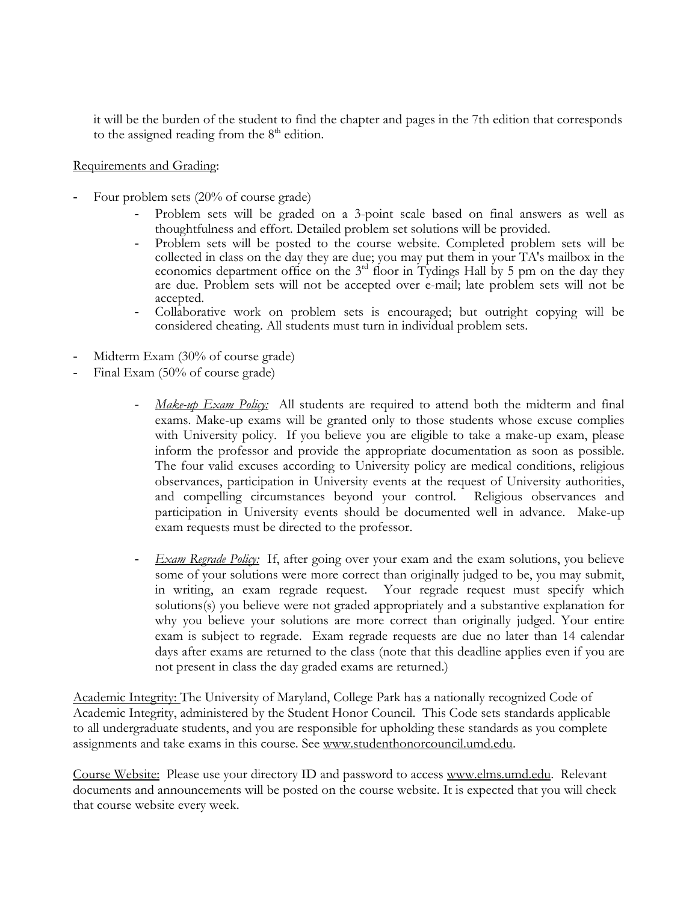it will be the burden of the student to find the chapter and pages in the 7th edition that corresponds to the assigned reading from the 8th edition.

Requirements and Grading:

- Four problem sets (20% of course grade)
    - Problem sets will be graded on a 3-point scale based on final answers as well as thoughtfulness and effort. Detailed problem set solutions will be provided.
    - Problem sets will be posted to the course website. Completed problem sets will be collected in class on the day they are due; you may put them in your TA's mailbox in the economics department office on the 3rd floor in Tydings Hall by 5 pm on the day they are due. Problem sets will not be accepted over e-mail; late problem sets will not be accepted.
    - Collaborative work on problem sets is encouraged; but outright copying will be considered cheating. All students must turn in individual problem sets.
- Midterm Exam (30% of course grade)
- Final Exam (50% of course grade)
    - *Make-up Exam Policy:* All students are required to attend both the midterm and final exams. Make-up exams will be granted only to those students whose excuse complies with University policy. If you believe you are eligible to take a make-up exam, please inform the professor and provide the appropriate documentation as soon as possible. The four valid excuses according to University policy are medical conditions, religious observances, participation in University events at the request of University authorities, and compelling circumstances beyond your control. Religious observances and participation in University events should be documented well in advance. Make-up exam requests must be directed to the professor.
    - *Exam Regrade Policy:* If, after going over your exam and the exam solutions, you believe some of your solutions were more correct than originally judged to be, you may submit, in writing, an exam regrade request. Your regrade request must specify which solutions(s) you believe were not graded appropriately and a substantive explanation for why you believe your solutions are more correct than originally judged. Your entire exam is subject to regrade. Exam regrade requests are due no later than 14 calendar days after exams are returned to the class (note that this deadline applies even if you are not present in class the day graded exams are returned.)

Academic Integrity: The University of Maryland, College Park has a nationally recognized Code of Academic Integrity, administered by the Student Honor Council. This Code sets standards applicable to all undergraduate students, and you are responsible for upholding these standards as you complete assignments and take exams in this course. See www.studenthonorcouncil.umd.edu.

Course Website: Please use your directory ID and password to access www.elms.umd.edu. Relevant documents and announcements will be posted on the course website. It is expected that you will check that course website every week.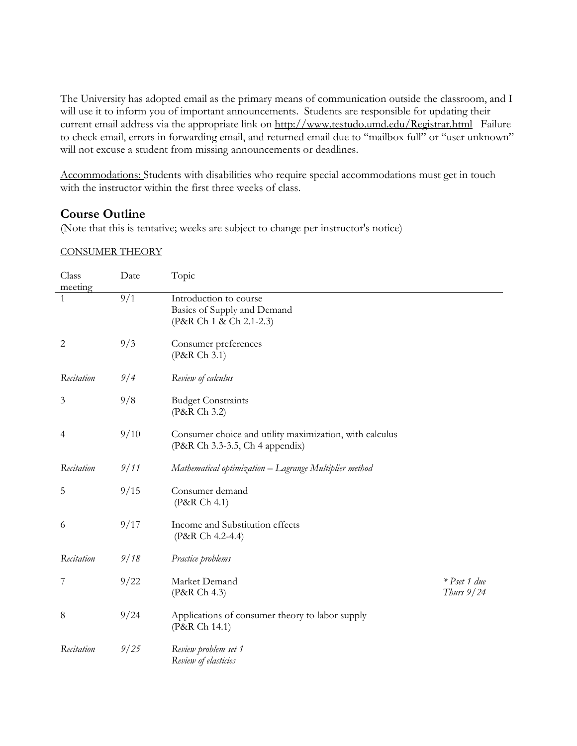The University has adopted email as the primary means of communication outside the classroom, and I will use it to inform you of important announcements. Students are responsible for updating their current email address via the appropriate link on http://www.testudo.umd.edu/Registrar.html Failure to check email, errors in forwarding email, and returned email due to "mailbox full" or "user unknown" will not excuse a student from missing announcements or deadlines.

Accommodations: Students with disabilities who require special accommodations must get in touch with the instructor within the first three weeks of class.

## Course Outline

(Note that this is tentative; weeks are subject to change per instructor's notice)

CONSUMER THEORY

| Class meeting | Date | Topic | |
|---|---|---|---|
| 1 | 9/1 | Introduction to course<br>Basics of Supply and Demand<br>(P&R Ch 1 & Ch 2.1-2.3) | |
| 2 | 9/3 | Consumer preferences<br>(P&R Ch 3.1) | |
| *Recitation* | *9/4* | *Review of calculus* | |
| 3 | 9/8 | Budget Constraints<br>(P&R Ch 3.2) | |
| 4 | 9/10 | Consumer choice and utility maximization, with calculus<br>(P&R Ch 3.3-3.5, Ch 4 appendix) | |
| *Recitation* | *9/11* | *Mathematical optimization – Lagrange Multiplier method* | |
| 5 | 9/15 | Consumer demand<br>(P&R Ch 4.1) | |
| 6 | 9/17 | Income and Substitution effects<br>(P&R Ch 4.2-4.4) | |
| *Recitation* | *9/18* | *Practice problems* | |
| 7 | 9/22 | Market Demand<br>(P&R Ch 4.3) | *\* Pset 1 due Thurs 9/24* |
| 8 | 9/24 | Applications of consumer theory to labor supply<br>(P&R Ch 14.1) | |
| *Recitation* | *9/25* | *Review problem set 1*<br>*Review of elasticies* | |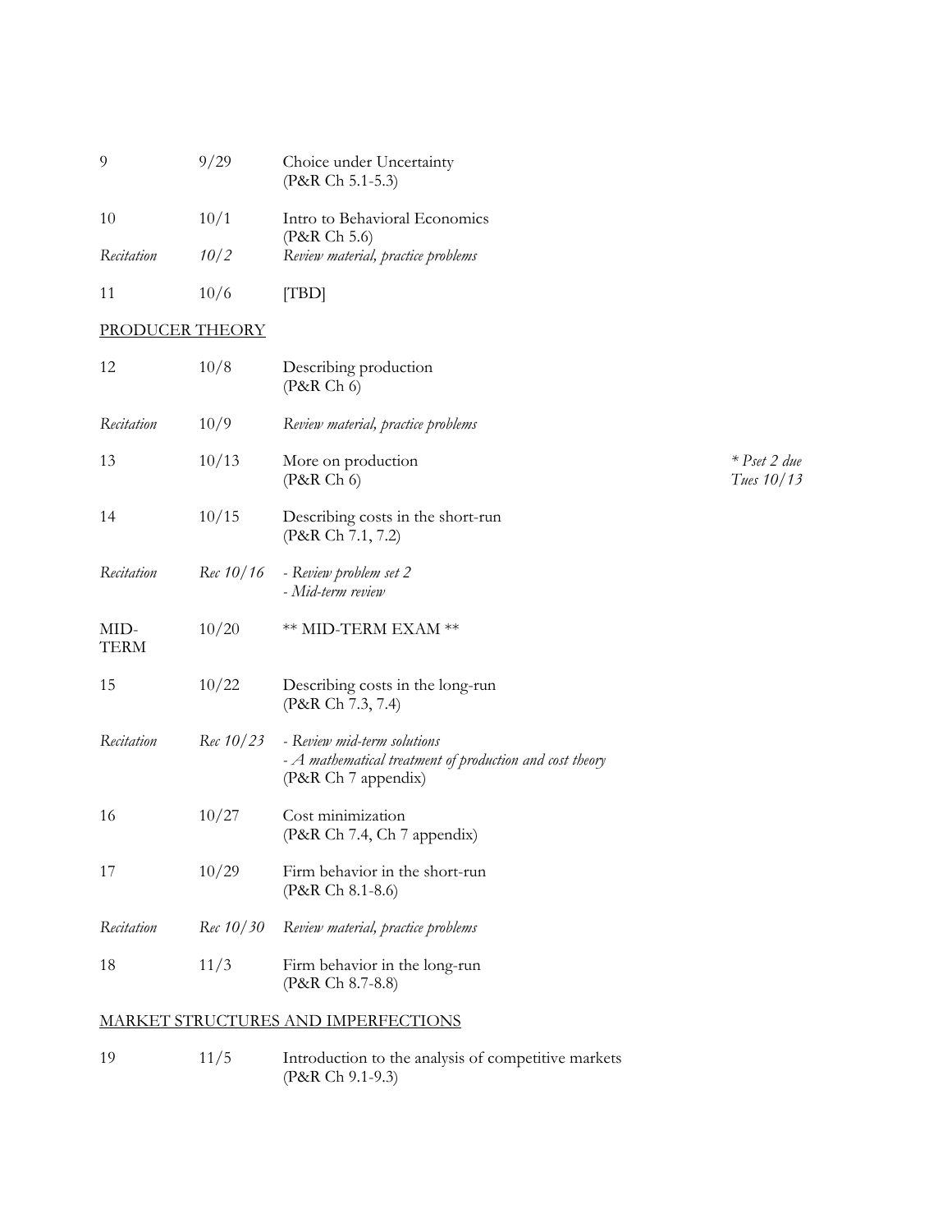| | | | |
|---|---|---|---|
| 9 | 9/29 | Choice under Uncertainty<br>(P&R Ch 5.1-5.3) | |
| 10 | 10/1 | Intro to Behavioral Economics<br>(P&R Ch 5.6) | |
| *Recitation* | *10/2* | *Review material, practice problems* | |
| 11 | 10/6 | [TBD] | |

## PRODUCER THEORY

| | | | |
|---|---|---|---|
| 12 | 10/8 | Describing production<br>(P&R Ch 6) | |
| *Recitation* | 10/9 | *Review material, practice problems* | |
| 13 | 10/13 | More on production<br>(P&R Ch 6) | *\* Pset 2 due Tues 10/13* |
| 14 | 10/15 | Describing costs in the short-run<br>(P&R Ch 7.1, 7.2) | |
| *Recitation* | *Rec 10/16* | *- Review problem set 2*<br>*- Mid-term review* | |
| MID-TERM | 10/20 | ** MID-TERM EXAM ** | |
| 15 | 10/22 | Describing costs in the long-run<br>(P&R Ch 7.3, 7.4) | |
| *Recitation* | *Rec 10/23* | *- Review mid-term solutions*<br>*- A mathematical treatment of production and cost theory*<br>(P&R Ch 7 appendix) | |
| 16 | 10/27 | Cost minimization<br>(P&R Ch 7.4, Ch 7 appendix) | |
| 17 | 10/29 | Firm behavior in the short-run<br>(P&R Ch 8.1-8.6) | |
| *Recitation* | *Rec 10/30* | *Review material, practice problems* | |
| 18 | 11/3 | Firm behavior in the long-run<br>(P&R Ch 8.7-8.8) | |

## MARKET STRUCTURES AND IMPERFECTIONS

| | | | |
|---|---|---|---|
| 19 | 11/5 | Introduction to the analysis of competitive markets<br>(P&R Ch 9.1-9.3) | |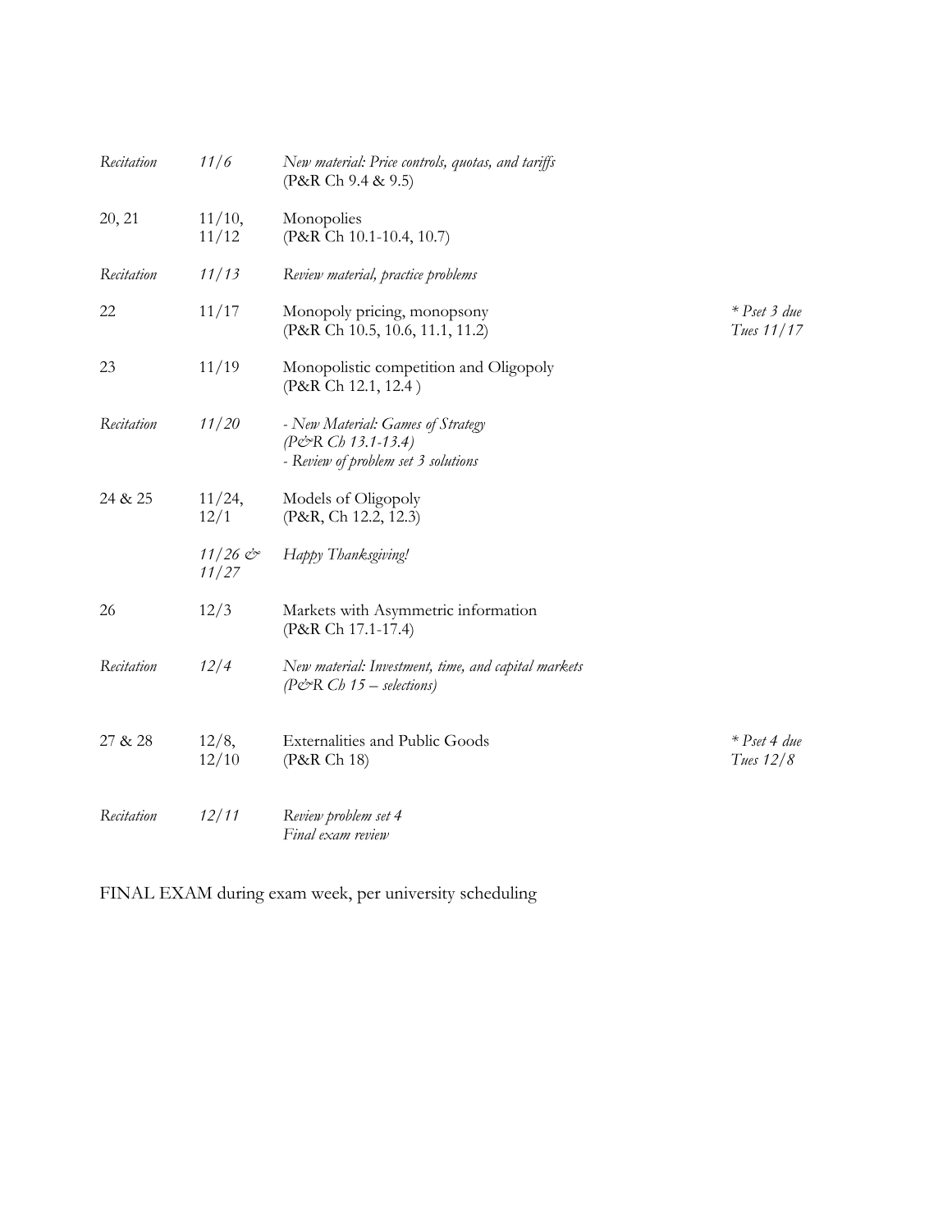| | | | |
|---|---|---|---|
| *Recitation* | *11/6* | *New material: Price controls, quotas, and tariffs*<br>(P&R Ch 9.4 & 9.5) | |
| 20, 21 | 11/10,<br>11/12 | Monopolies<br>(P&R Ch 10.1-10.4, 10.7) | |
| *Recitation* | *11/13* | *Review material, practice problems* | |
| 22 | 11/17 | Monopoly pricing, monopsony<br>(P&R Ch 10.5, 10.6, 11.1, 11.2) | *\* Pset 3 due Tues 11/17* |
| 23 | 11/19 | Monopolistic competition and Oligopoly<br>(P&R Ch 12.1, 12.4 ) | |
| *Recitation* | *11/20* | *- New Material: Games of Strategy*<br>*(P&R Ch 13.1-13.4)*<br>*- Review of problem set 3 solutions* | |
| 24 & 25 | 11/24,<br>12/1 | Models of Oligopoly<br>(P&R, Ch 12.2, 12.3) | |
| | *11/26 &*<br>*11/27* | *Happy Thanksgiving!* | |
| 26 | 12/3 | Markets with Asymmetric information<br>(P&R Ch 17.1-17.4) | |
| *Recitation* | *12/4* | *New material: Investment, time, and capital markets*<br>*(P&R Ch 15 – selections)* | |
| 27 & 28 | 12/8,<br>12/10 | Externalities and Public Goods<br>(P&R Ch 18) | *\* Pset 4 due Tues 12/8* |
| *Recitation* | *12/11* | *Review problem set 4*<br>*Final exam review* | |

FINAL EXAM during exam week, per university scheduling